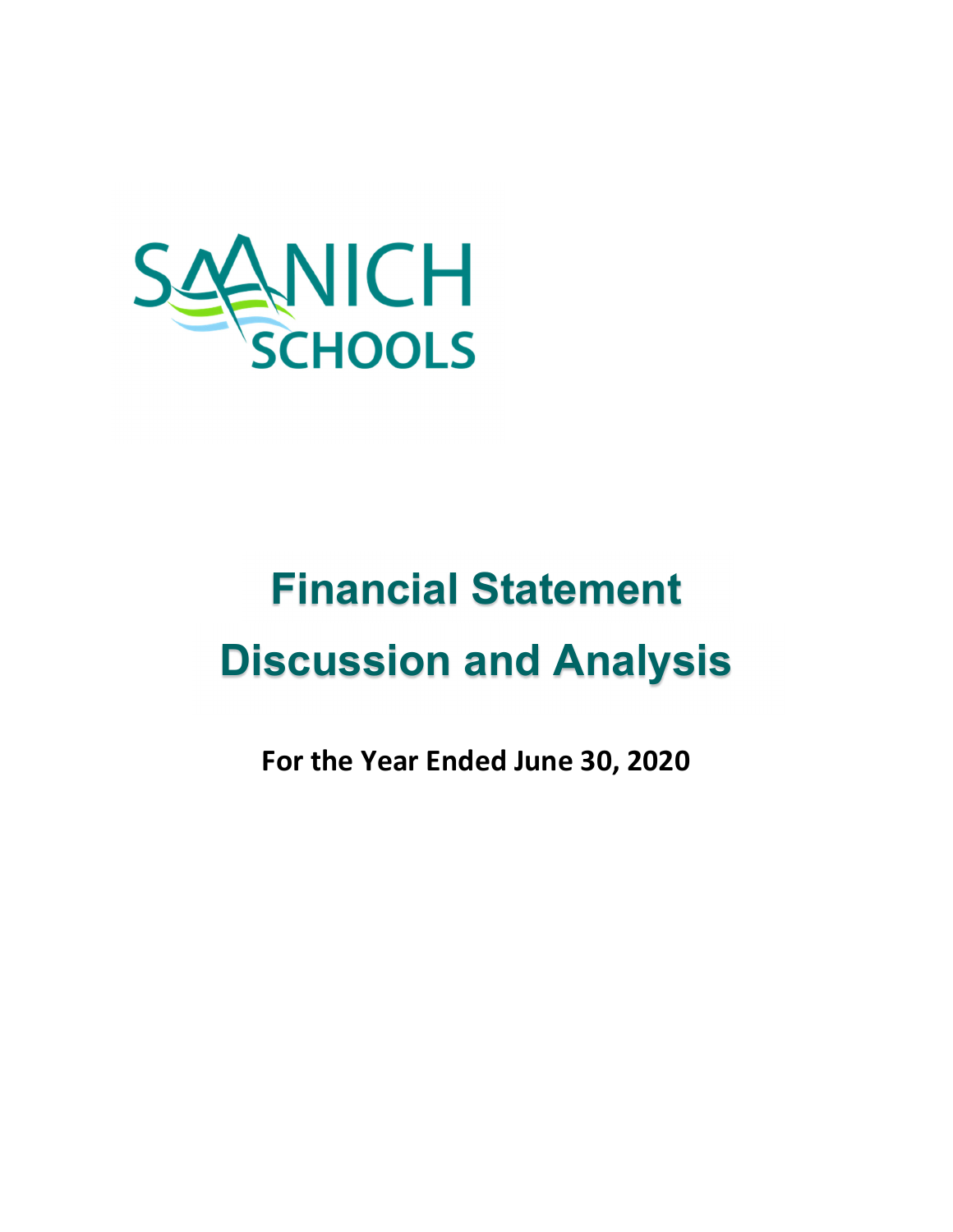SAANICH SCHOOLS

# Financial Statement Discussion and Analysis

**For the Year Ended June 30, 2020**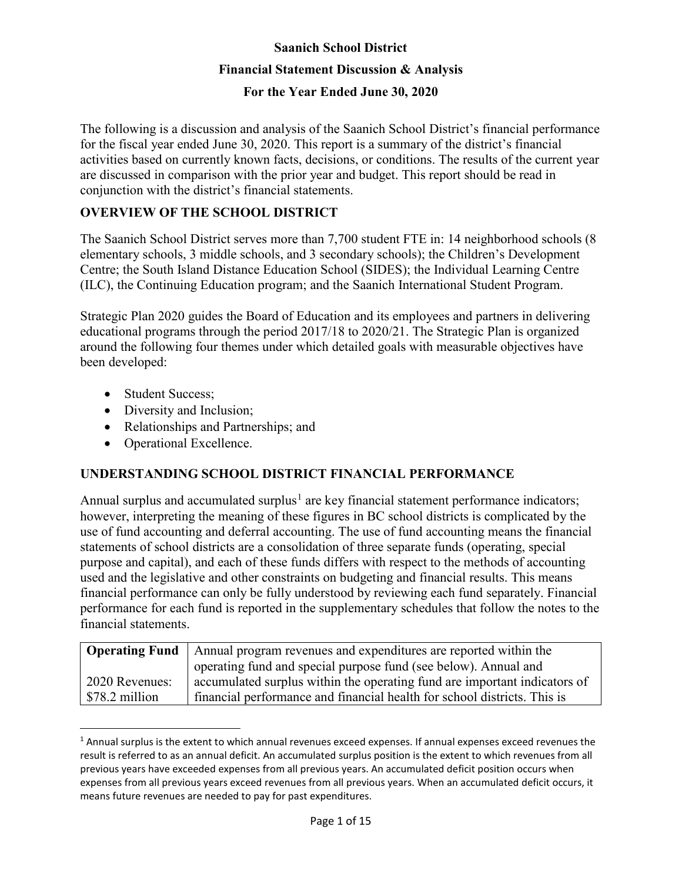**Saanich School District**

**Financial Statement Discussion & Analysis**

**For the Year Ended June 30, 2020**

The following is a discussion and analysis of the Saanich School District's financial performance for the fiscal year ended June 30, 2020. This report is a summary of the district's financial activities based on currently known facts, decisions, or conditions. The results of the current year are discussed in comparison with the prior year and budget. This report should be read in conjunction with the district's financial statements.

## OVERVIEW OF THE SCHOOL DISTRICT

The Saanich School District serves more than 7,700 student FTE in: 14 neighborhood schools (8 elementary schools, 3 middle schools, and 3 secondary schools); the Children's Development Centre; the South Island Distance Education School (SIDES); the Individual Learning Centre (ILC), the Continuing Education program; and the Saanich International Student Program.

Strategic Plan 2020 guides the Board of Education and its employees and partners in delivering educational programs through the period 2017/18 to 2020/21. The Strategic Plan is organized around the following four themes under which detailed goals with measurable objectives have been developed:

- Student Success;
- Diversity and Inclusion;
- Relationships and Partnerships; and
- Operational Excellence.

## UNDERSTANDING SCHOOL DISTRICT FINANCIAL PERFORMANCE

Annual surplus and accumulated surplus[1] are key financial statement performance indicators; however, interpreting the meaning of these figures in BC school districts is complicated by the use of fund accounting and deferral accounting. The use of fund accounting means the financial statements of school districts are a consolidation of three separate funds (operating, special purpose and capital), and each of these funds differs with respect to the methods of accounting used and the legislative and other constraints on budgeting and financial results. This means financial performance can only be fully understood by reviewing each fund separately. Financial performance for each fund is reported in the supplementary schedules that follow the notes to the financial statements.

| **Operating Fund**<br><br>2020 Revenues:<br>$78.2 million | Annual program revenues and expenditures are reported within the operating fund and special purpose fund (see below). Annual and accumulated surplus within the operating fund are important indicators of financial performance and financial health for school districts. This is |
|---|---|

[1] Annual surplus is the extent to which annual revenues exceed expenses. If annual expenses exceed revenues the result is referred to as an annual deficit. An accumulated surplus position is the extent to which revenues from all previous years have exceeded expenses from all previous years. An accumulated deficit position occurs when expenses from all previous years exceed revenues from all previous years. When an accumulated deficit occurs, it means future revenues are needed to pay for past expenditures.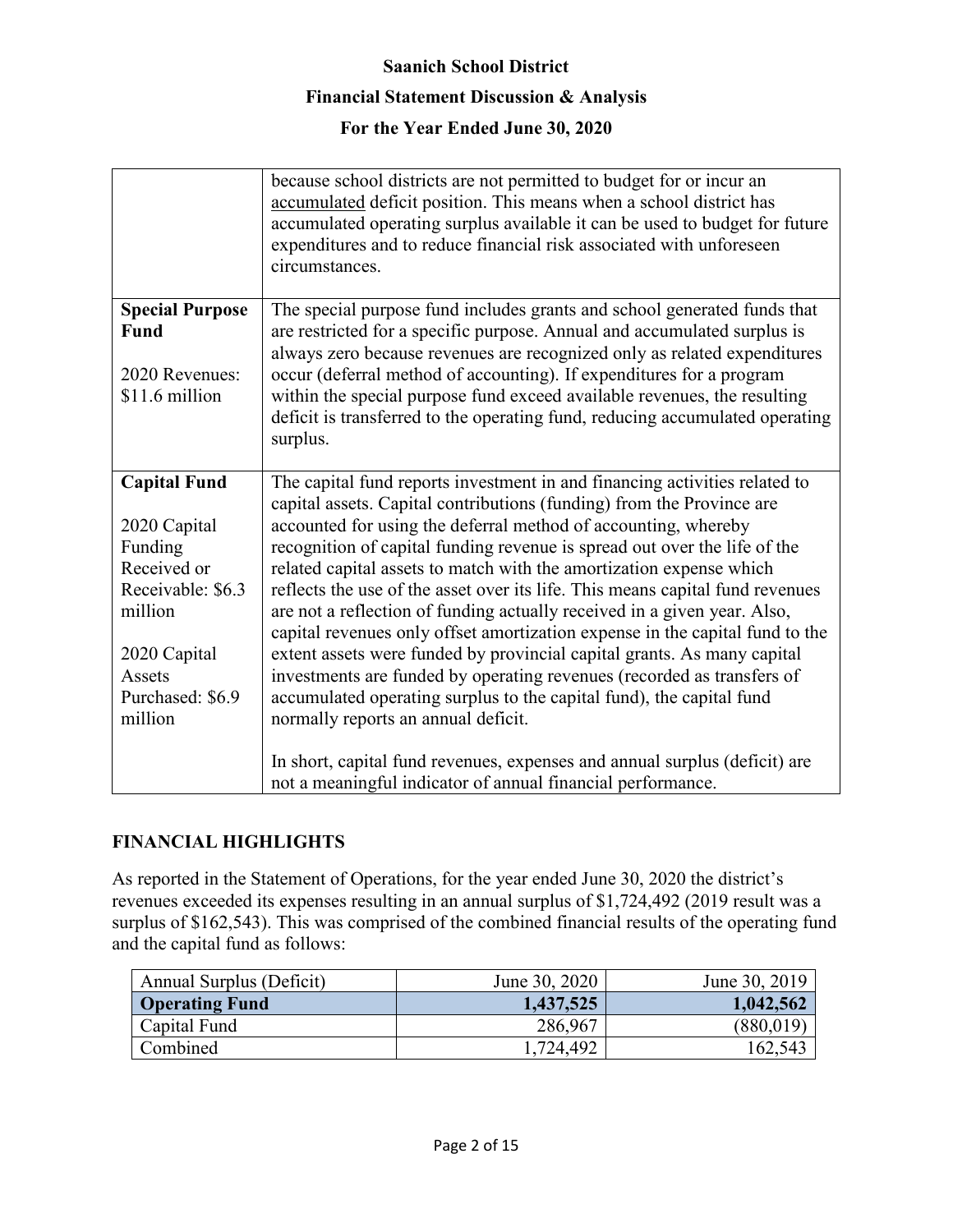| | |
|---|---|
| | because school districts are not permitted to budget for or incur an accumulated deficit position. This means when a school district has accumulated operating surplus available it can be used to budget for future expenditures and to reduce financial risk associated with unforeseen circumstances. |
| **Special Purpose Fund**<br><br>2020 Revenues: \$11.6 million | The special purpose fund includes grants and school generated funds that are restricted for a specific purpose. Annual and accumulated surplus is always zero because revenues are recognized only as related expenditures occur (deferral method of accounting). If expenditures for a program within the special purpose fund exceed available revenues, the resulting deficit is transferred to the operating fund, reducing accumulated operating surplus. |
| **Capital Fund**<br><br>2020 Capital Funding Received or Receivable: \$6.3 million<br><br>2020 Capital Assets Purchased: \$6.9 million | The capital fund reports investment in and financing activities related to capital assets. Capital contributions (funding) from the Province are accounted for using the deferral method of accounting, whereby recognition of capital funding revenue is spread out over the life of the related capital assets to match with the amortization expense which reflects the use of the asset over its life. This means capital fund revenues are not a reflection of funding actually received in a given year. Also, capital revenues only offset amortization expense in the capital fund to the extent assets were funded by provincial capital grants. As many capital investments are funded by operating revenues (recorded as transfers of accumulated operating surplus to the capital fund), the capital fund normally reports an annual deficit.<br><br>In short, capital fund revenues, expenses and annual surplus (deficit) are not a meaningful indicator of annual financial performance. |

## FINANCIAL HIGHLIGHTS

As reported in the Statement of Operations, for the year ended June 30, 2020 the district's revenues exceeded its expenses resulting in an annual surplus of \$1,724,492 (2019 result was a surplus of \$162,543). This was comprised of the combined financial results of the operating fund and the capital fund as follows:

| Annual Surplus (Deficit) | June 30, 2020 | June 30, 2019 |
|---|---:|---:|
| **Operating Fund** | **1,437,525** | **1,042,562** |
| Capital Fund | 286,967 | (880,019) |
| Combined | 1,724,492 | 162,543 |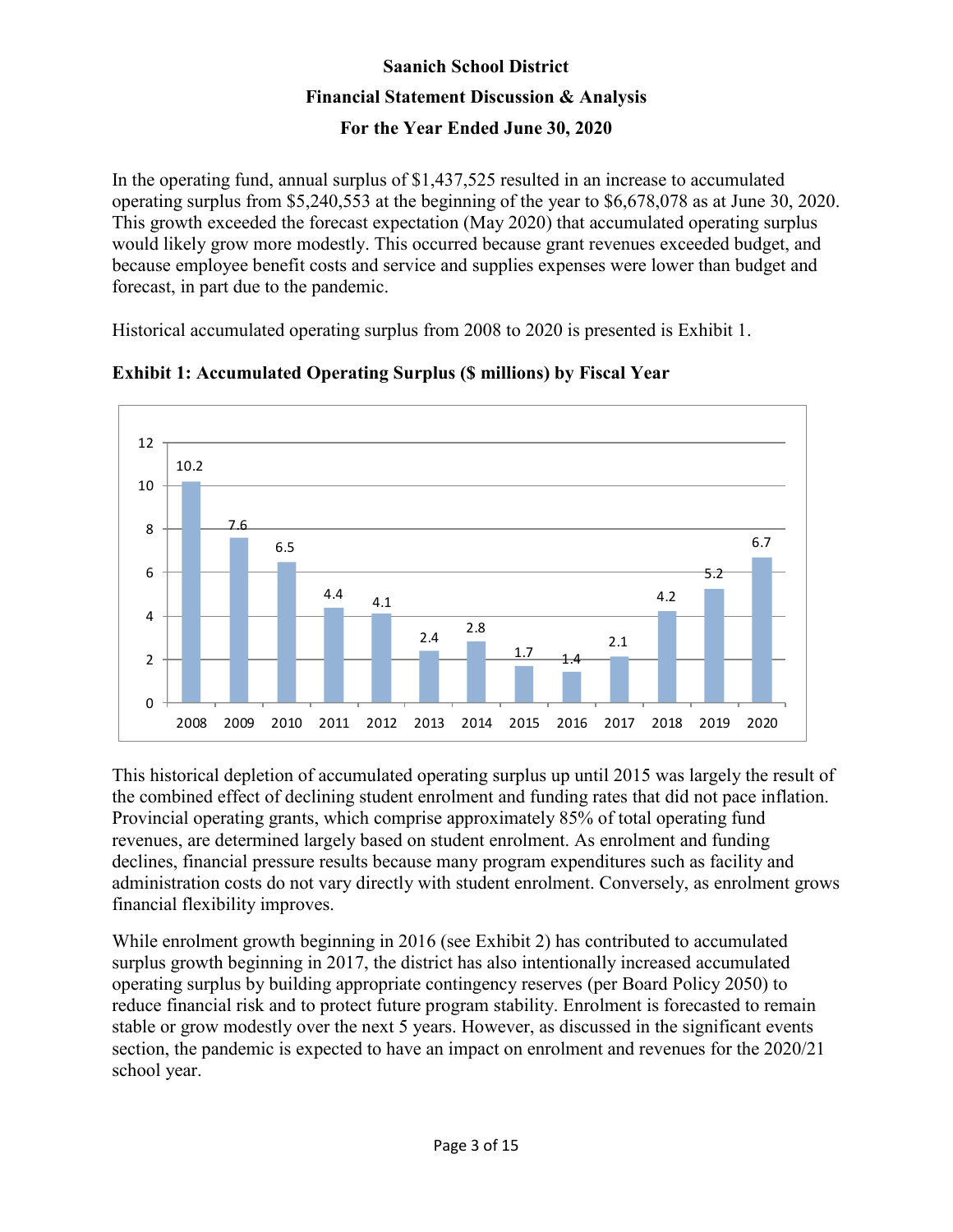In the operating fund, annual surplus of $1,437,525 resulted in an increase to accumulated operating surplus from $5,240,553 at the beginning of the year to $6,678,078 as at June 30, 2020. This growth exceeded the forecast expectation (May 2020) that accumulated operating surplus would likely grow more modestly. This occurred because grant revenues exceeded budget, and because employee benefit costs and service and supplies expenses were lower than budget and forecast, in part due to the pandemic.

Historical accumulated operating surplus from 2008 to 2020 is presented is Exhibit 1.

**Exhibit 1: Accumulated Operating Surplus ($ millions) by Fiscal Year**

| Fiscal Year | Accumulated Operating Surplus ($ millions) |
|---|---|
| 2008 | 10.2 |
| 2009 | 7.6 |
| 2010 | 6.5 |
| 2011 | 4.4 |
| 2012 | 4.1 |
| 2013 | 2.4 |
| 2014 | 2.8 |
| 2015 | 1.7 |
| 2016 | 1.4 |
| 2017 | 2.1 |
| 2018 | 4.2 |
| 2019 | 5.2 |
| 2020 | 6.7 |

This historical depletion of accumulated operating surplus up until 2015 was largely the result of the combined effect of declining student enrolment and funding rates that did not pace inflation. Provincial operating grants, which comprise approximately 85% of total operating fund revenues, are determined largely based on student enrolment. As enrolment and funding declines, financial pressure results because many program expenditures such as facility and administration costs do not vary directly with student enrolment. Conversely, as enrolment grows financial flexibility improves.

While enrolment growth beginning in 2016 (see Exhibit 2) has contributed to accumulated surplus growth beginning in 2017, the district has also intentionally increased accumulated operating surplus by building appropriate contingency reserves (per Board Policy 2050) to reduce financial risk and to protect future program stability. Enrolment is forecasted to remain stable or grow modestly over the next 5 years. However, as discussed in the significant events section, the pandemic is expected to have an impact on enrolment and revenues for the 2020/21 school year.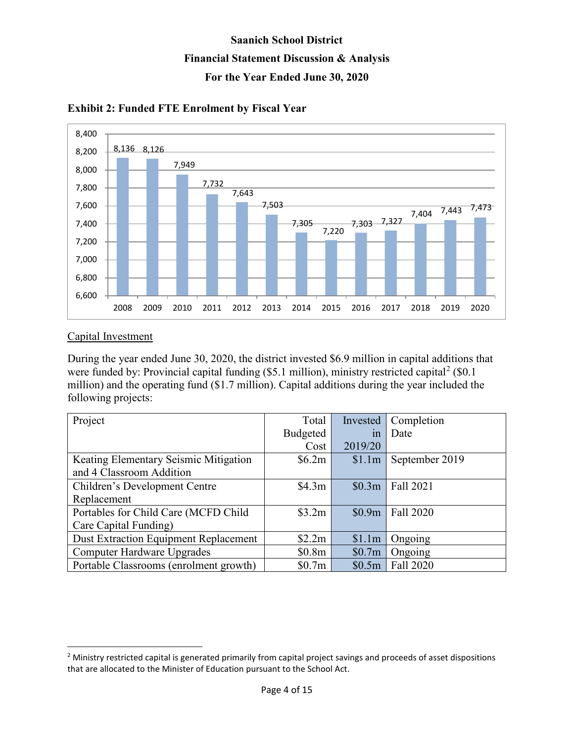**Exhibit 2: Funded FTE Enrolment by Fiscal Year**

| Year | Funded FTE |
|---|---|
| 2008 | 8,136 |
| 2009 | 8,126 |
| 2010 | 7,949 |
| 2011 | 7,732 |
| 2012 | 7,643 |
| 2013 | 7,503 |
| 2014 | 7,305 |
| 2015 | 7,220 |
| 2016 | 7,303 |
| 2017 | 7,327 |
| 2018 | 7,404 |
| 2019 | 7,443 |
| 2020 | 7,473 |

Capital Investment

During the year ended June 30, 2020, the district invested $6.9 million in capital additions that were funded by: Provincial capital funding ($5.1 million), ministry restricted capital[2] ($0.1 million) and the operating fund ($1.7 million). Capital additions during the year included the following projects:

| Project | Total Budgeted Cost | Invested in 2019/20 | Completion Date |
|---|---|---|---|
| Keating Elementary Seismic Mitigation and 4 Classroom Addition | $6.2m | $1.1m | September 2019 |
| Children's Development Centre Replacement | $4.3m | $0.3m | Fall 2021 |
| Portables for Child Care (MCFD Child Care Capital Funding) | $3.2m | $0.9m | Fall 2020 |
| Dust Extraction Equipment Replacement | $2.2m | $1.1m | Ongoing |
| Computer Hardware Upgrades | $0.8m | $0.7m | Ongoing |
| Portable Classrooms (enrolment growth) | $0.7m | $0.5m | Fall 2020 |

[2] Ministry restricted capital is generated primarily from capital project savings and proceeds of asset dispositions that are allocated to the Minister of Education pursuant to the School Act.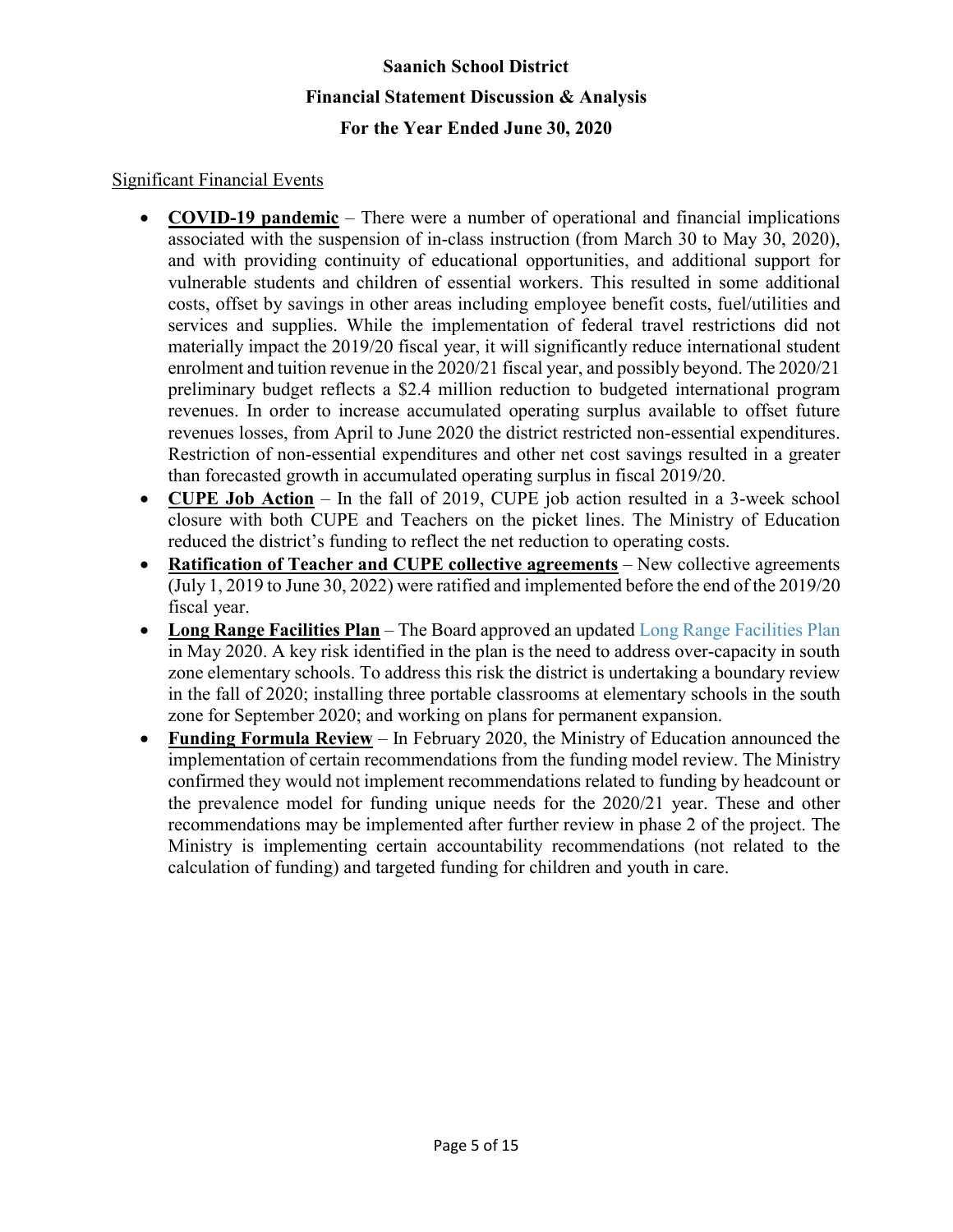Significant Financial Events

- **COVID-19 pandemic** – There were a number of operational and financial implications associated with the suspension of in-class instruction (from March 30 to May 30, 2020), and with providing continuity of educational opportunities, and additional support for vulnerable students and children of essential workers. This resulted in some additional costs, offset by savings in other areas including employee benefit costs, fuel/utilities and services and supplies. While the implementation of federal travel restrictions did not materially impact the 2019/20 fiscal year, it will significantly reduce international student enrolment and tuition revenue in the 2020/21 fiscal year, and possibly beyond. The 2020/21 preliminary budget reflects a $2.4 million reduction to budgeted international program revenues. In order to increase accumulated operating surplus available to offset future revenues losses, from April to June 2020 the district restricted non-essential expenditures. Restriction of non-essential expenditures and other net cost savings resulted in a greater than forecasted growth in accumulated operating surplus in fiscal 2019/20.
- **CUPE Job Action** – In the fall of 2019, CUPE job action resulted in a 3-week school closure with both CUPE and Teachers on the picket lines. The Ministry of Education reduced the district's funding to reflect the net reduction to operating costs.
- **Ratification of Teacher and CUPE collective agreements** – New collective agreements (July 1, 2019 to June 30, 2022) were ratified and implemented before the end of the 2019/20 fiscal year.
- **Long Range Facilities Plan** – The Board approved an updated Long Range Facilities Plan in May 2020. A key risk identified in the plan is the need to address over-capacity in south zone elementary schools. To address this risk the district is undertaking a boundary review in the fall of 2020; installing three portable classrooms at elementary schools in the south zone for September 2020; and working on plans for permanent expansion.
- **Funding Formula Review** – In February 2020, the Ministry of Education announced the implementation of certain recommendations from the funding model review. The Ministry confirmed they would not implement recommendations related to funding by headcount or the prevalence model for funding unique needs for the 2020/21 year. These and other recommendations may be implemented after further review in phase 2 of the project. The Ministry is implementing certain accountability recommendations (not related to the calculation of funding) and targeted funding for children and youth in care.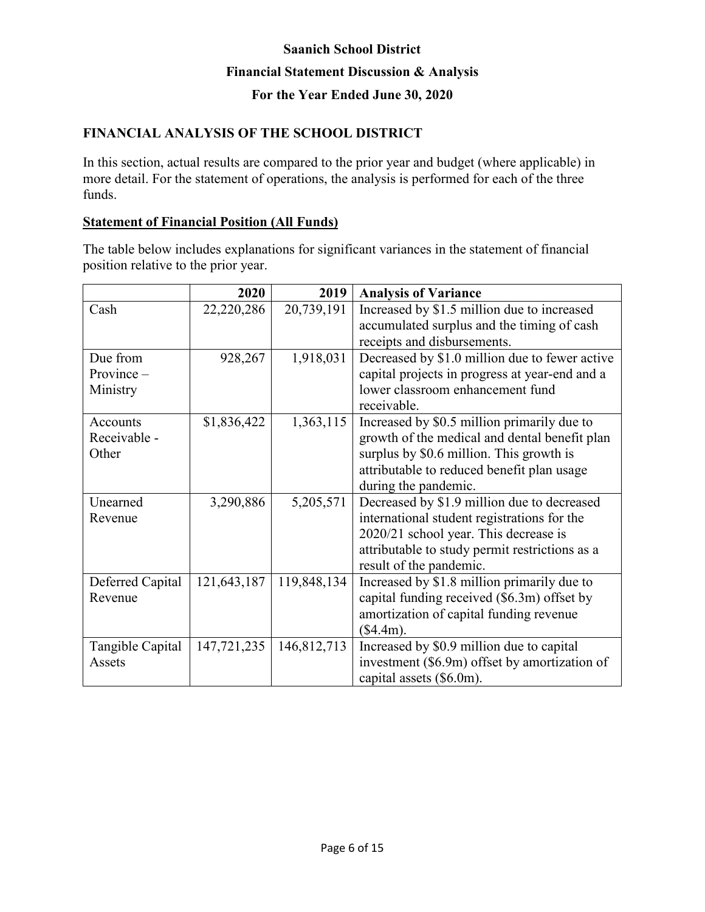**Saanich School District**

**Financial Statement Discussion & Analysis**

**For the Year Ended June 30, 2020**

## FINANCIAL ANALYSIS OF THE SCHOOL DISTRICT

In this section, actual results are compared to the prior year and budget (where applicable) in more detail. For the statement of operations, the analysis is performed for each of the three funds.

### Statement of Financial Position (All Funds)

The table below includes explanations for significant variances in the statement of financial position relative to the prior year.

| | 2020 | 2019 | Analysis of Variance |
|---|---:|---:|---|
| Cash | 22,220,286 | 20,739,191 | Increased by $1.5 million due to increased accumulated surplus and the timing of cash receipts and disbursements. |
| Due from Province – Ministry | 928,267 | 1,918,031 | Decreased by $1.0 million due to fewer active capital projects in progress at year-end and a lower classroom enhancement fund receivable. |
| Accounts Receivable - Other | $1,836,422 | 1,363,115 | Increased by $0.5 million primarily due to growth of the medical and dental benefit plan surplus by $0.6 million. This growth is attributable to reduced benefit plan usage during the pandemic. |
| Unearned Revenue | 3,290,886 | 5,205,571 | Decreased by $1.9 million due to decreased international student registrations for the 2020/21 school year. This decrease is attributable to study permit restrictions as a result of the pandemic. |
| Deferred Capital Revenue | 121,643,187 | 119,848,134 | Increased by $1.8 million primarily due to capital funding received ($6.3m) offset by amortization of capital funding revenue ($4.4m). |
| Tangible Capital Assets | 147,721,235 | 146,812,713 | Increased by $0.9 million due to capital investment ($6.9m) offset by amortization of capital assets ($6.0m). |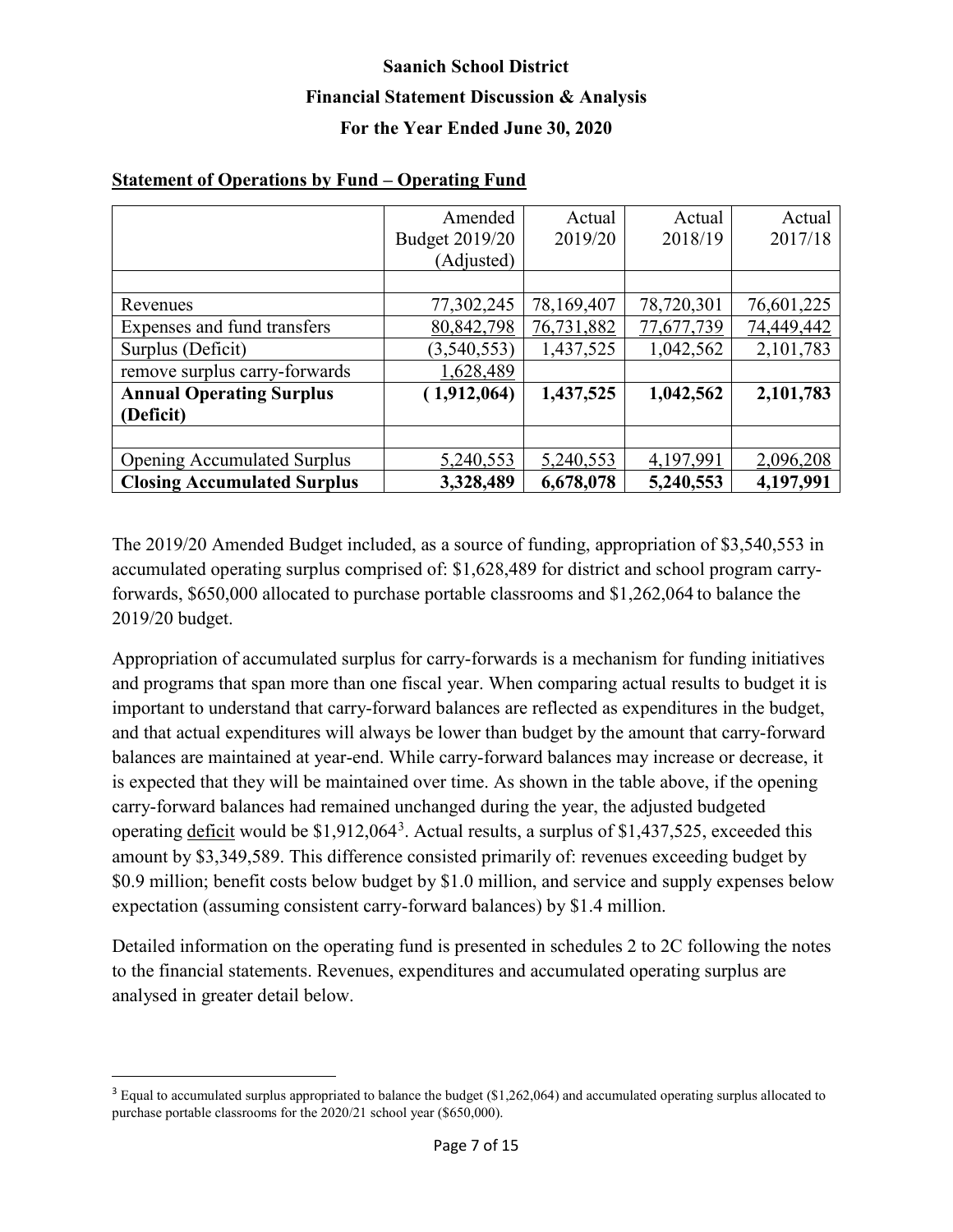**Statement of Operations by Fund – Operating Fund**

| | Amended Budget 2019/20 (Adjusted) | Actual 2019/20 | Actual 2018/19 | Actual 2017/18 |
|---|---|---|---|---|
| | | | | |
| Revenues | 77,302,245 | 78,169,407 | 78,720,301 | 76,601,225 |
| Expenses and fund transfers | 80,842,798 | 76,731,882 | 77,677,739 | 74,449,442 |
| Surplus (Deficit) | (3,540,553) | 1,437,525 | 1,042,562 | 2,101,783 |
| remove surplus carry-forwards | 1,628,489 | | | |
| **Annual Operating Surplus (Deficit)** | **( 1,912,064)** | **1,437,525** | **1,042,562** | **2,101,783** |
| | | | | |
| Opening Accumulated Surplus | 5,240,553 | 5,240,553 | 4,197,991 | 2,096,208 |
| **Closing Accumulated Surplus** | **3,328,489** | **6,678,078** | **5,240,553** | **4,197,991** |

The 2019/20 Amended Budget included, as a source of funding, appropriation of $3,540,553 in accumulated operating surplus comprised of: $1,628,489 for district and school program carry-forwards, $650,000 allocated to purchase portable classrooms and $1,262,064 to balance the 2019/20 budget.

Appropriation of accumulated surplus for carry-forwards is a mechanism for funding initiatives and programs that span more than one fiscal year. When comparing actual results to budget it is important to understand that carry-forward balances are reflected as expenditures in the budget, and that actual expenditures will always be lower than budget by the amount that carry-forward balances are maintained at year-end. While carry-forward balances may increase or decrease, it is expected that they will be maintained over time. As shown in the table above, if the opening carry-forward balances had remained unchanged during the year, the adjusted budgeted operating deficit would be $1,912,064[3]. Actual results, a surplus of $1,437,525, exceeded this amount by $3,349,589. This difference consisted primarily of: revenues exceeding budget by $0.9 million; benefit costs below budget by $1.0 million, and service and supply expenses below expectation (assuming consistent carry-forward balances) by $1.4 million.

Detailed information on the operating fund is presented in schedules 2 to 2C following the notes to the financial statements. Revenues, expenditures and accumulated operating surplus are analysed in greater detail below.

[3] Equal to accumulated surplus appropriated to balance the budget ($1,262,064) and accumulated operating surplus allocated to purchase portable classrooms for the 2020/21 school year ($650,000).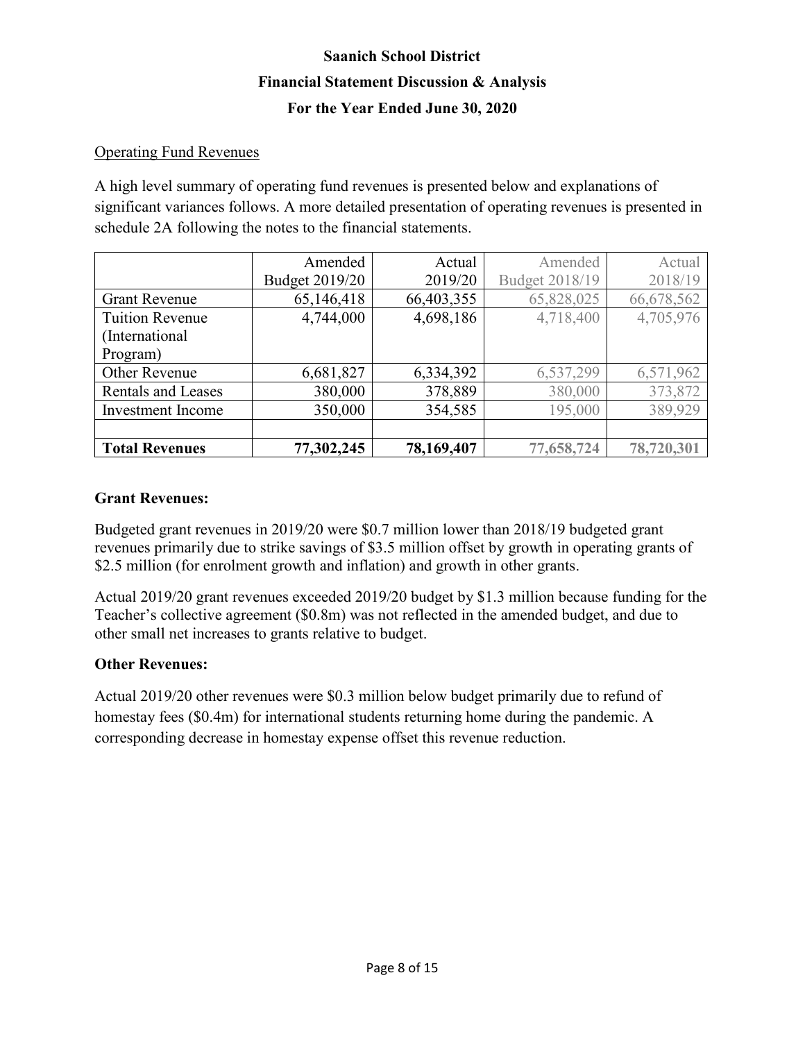# Saanich School District
## Financial Statement Discussion & Analysis
## For the Year Ended June 30, 2020

Operating Fund Revenues

A high level summary of operating fund revenues is presented below and explanations of significant variances follows. A more detailed presentation of operating revenues is presented in schedule 2A following the notes to the financial statements.

| | Amended Budget 2019/20 | Actual 2019/20 | Amended Budget 2018/19 | Actual 2018/19 |
|---|---|---|---|---|
| Grant Revenue | 65,146,418 | 66,403,355 | 65,828,025 | 66,678,562 |
| Tuition Revenue (International Program) | 4,744,000 | 4,698,186 | 4,718,400 | 4,705,976 |
| Other Revenue | 6,681,827 | 6,334,392 | 6,537,299 | 6,571,962 |
| Rentals and Leases | 380,000 | 378,889 | 380,000 | 373,872 |
| Investment Income | 350,000 | 354,585 | 195,000 | 389,929 |
| | | | | |
| **Total Revenues** | **77,302,245** | **78,169,407** | **77,658,724** | **78,720,301** |

**Grant Revenues:**

Budgeted grant revenues in 2019/20 were $0.7 million lower than 2018/19 budgeted grant revenues primarily due to strike savings of $3.5 million offset by growth in operating grants of $2.5 million (for enrolment growth and inflation) and growth in other grants.

Actual 2019/20 grant revenues exceeded 2019/20 budget by $1.3 million because funding for the Teacher's collective agreement ($0.8m) was not reflected in the amended budget, and due to other small net increases to grants relative to budget.

**Other Revenues:**

Actual 2019/20 other revenues were $0.3 million below budget primarily due to refund of homestay fees ($0.4m) for international students returning home during the pandemic. A corresponding decrease in homestay expense offset this revenue reduction.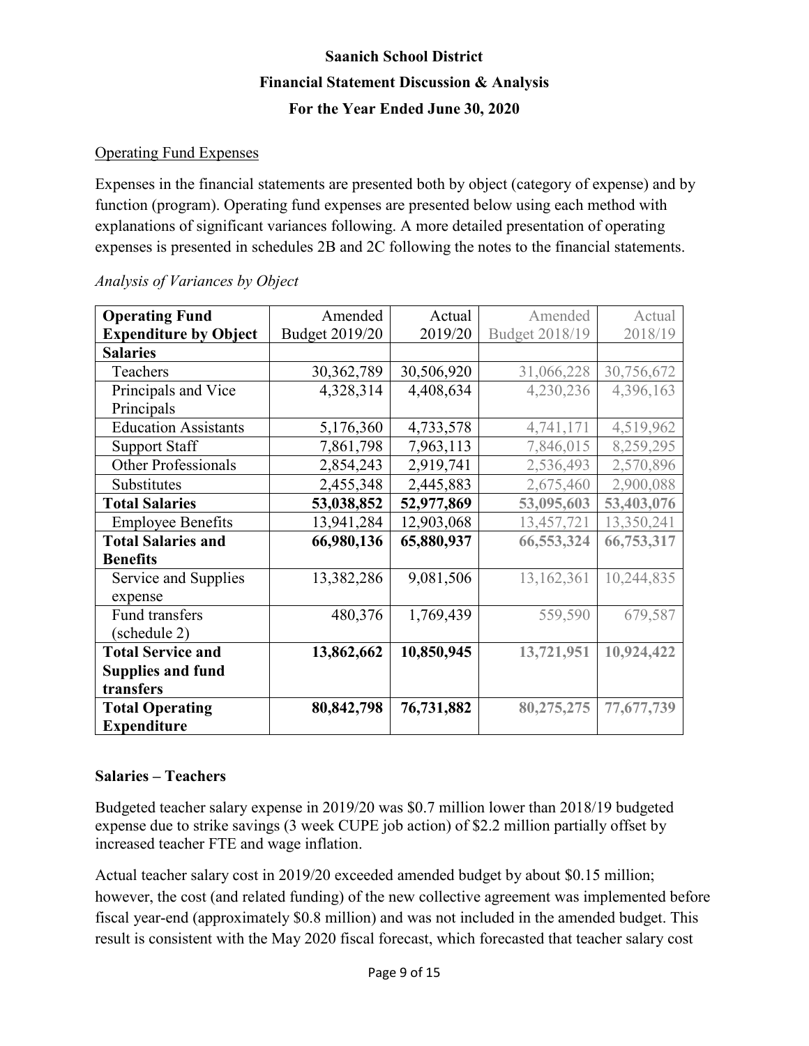Operating Fund Expenses

Expenses in the financial statements are presented both by object (category of expense) and by function (program). Operating fund expenses are presented below using each method with explanations of significant variances following. A more detailed presentation of operating expenses is presented in schedules 2B and 2C following the notes to the financial statements.

*Analysis of Variances by Object*

| **Operating Fund Expenditure by Object** | Amended Budget 2019/20 | Actual 2019/20 | Amended Budget 2018/19 | Actual 2018/19 |
|---|---|---|---|---|
| **Salaries** | | | | |
| Teachers | 30,362,789 | 30,506,920 | 31,066,228 | 30,756,672 |
| Principals and Vice Principals | 4,328,314 | 4,408,634 | 4,230,236 | 4,396,163 |
| Education Assistants | 5,176,360 | 4,733,578 | 4,741,171 | 4,519,962 |
| Support Staff | 7,861,798 | 7,963,113 | 7,846,015 | 8,259,295 |
| Other Professionals | 2,854,243 | 2,919,741 | 2,536,493 | 2,570,896 |
| Substitutes | 2,455,348 | 2,445,883 | 2,675,460 | 2,900,088 |
| **Total Salaries** | **53,038,852** | **52,977,869** | **53,095,603** | **53,403,076** |
| Employee Benefits | 13,941,284 | 12,903,068 | 13,457,721 | 13,350,241 |
| **Total Salaries and Benefits** | **66,980,136** | **65,880,937** | **66,553,324** | **66,753,317** |
| Service and Supplies expense | 13,382,286 | 9,081,506 | 13,162,361 | 10,244,835 |
| Fund transfers (schedule 2) | 480,376 | 1,769,439 | 559,590 | 679,587 |
| **Total Service and Supplies and fund transfers** | **13,862,662** | **10,850,945** | **13,721,951** | **10,924,422** |
| **Total Operating Expenditure** | **80,842,798** | **76,731,882** | **80,275,275** | **77,677,739** |

**Salaries – Teachers**

Budgeted teacher salary expense in 2019/20 was $0.7 million lower than 2018/19 budgeted expense due to strike savings (3 week CUPE job action) of $2.2 million partially offset by increased teacher FTE and wage inflation.

Actual teacher salary cost in 2019/20 exceeded amended budget by about $0.15 million; however, the cost (and related funding) of the new collective agreement was implemented before fiscal year-end (approximately $0.8 million) and was not included in the amended budget. This result is consistent with the May 2020 fiscal forecast, which forecasted that teacher salary cost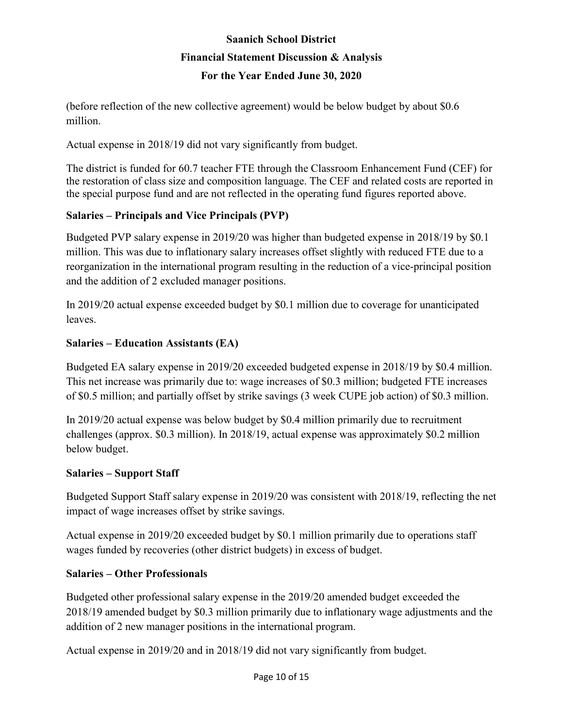(before reflection of the new collective agreement) would be below budget by about $0.6 million.

Actual expense in 2018/19 did not vary significantly from budget.

The district is funded for 60.7 teacher FTE through the Classroom Enhancement Fund (CEF) for the restoration of class size and composition language. The CEF and related costs are reported in the special purpose fund and are not reflected in the operating fund figures reported above.

### Salaries – Principals and Vice Principals (PVP)

Budgeted PVP salary expense in 2019/20 was higher than budgeted expense in 2018/19 by $0.1 million. This was due to inflationary salary increases offset slightly with reduced FTE due to a reorganization in the international program resulting in the reduction of a vice-principal position and the addition of 2 excluded manager positions.

In 2019/20 actual expense exceeded budget by $0.1 million due to coverage for unanticipated leaves.

### Salaries – Education Assistants (EA)

Budgeted EA salary expense in 2019/20 exceeded budgeted expense in 2018/19 by $0.4 million. This net increase was primarily due to: wage increases of $0.3 million; budgeted FTE increases of $0.5 million; and partially offset by strike savings (3 week CUPE job action) of $0.3 million.

In 2019/20 actual expense was below budget by $0.4 million primarily due to recruitment challenges (approx. $0.3 million). In 2018/19, actual expense was approximately $0.2 million below budget.

### Salaries – Support Staff

Budgeted Support Staff salary expense in 2019/20 was consistent with 2018/19, reflecting the net impact of wage increases offset by strike savings.

Actual expense in 2019/20 exceeded budget by $0.1 million primarily due to operations staff wages funded by recoveries (other district budgets) in excess of budget.

### Salaries – Other Professionals

Budgeted other professional salary expense in the 2019/20 amended budget exceeded the 2018/19 amended budget by $0.3 million primarily due to inflationary wage adjustments and the addition of 2 new manager positions in the international program.

Actual expense in 2019/20 and in 2018/19 did not vary significantly from budget.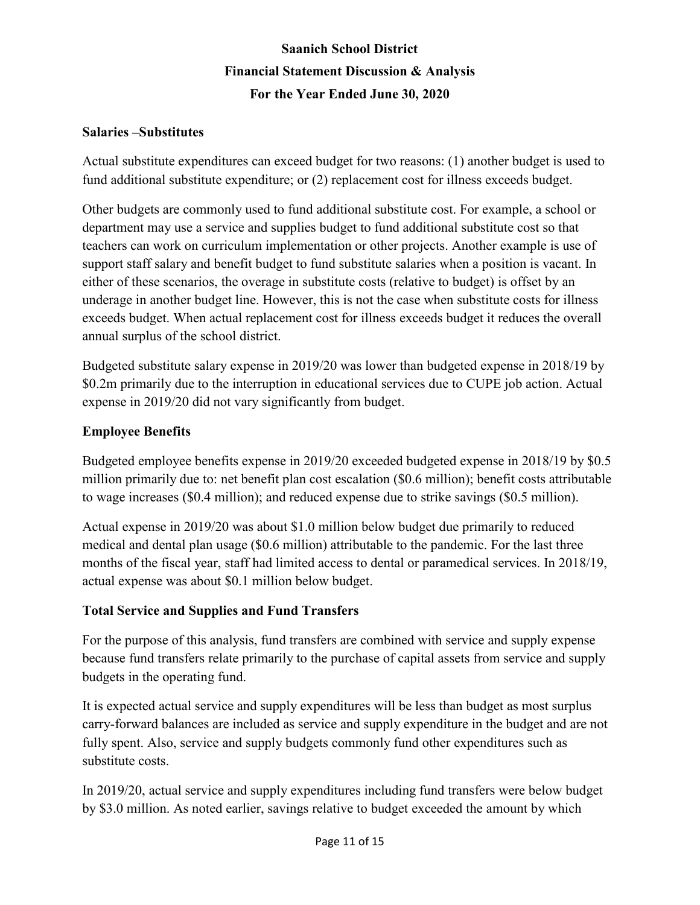### Salaries –Substitutes

Actual substitute expenditures can exceed budget for two reasons: (1) another budget is used to fund additional substitute expenditure; or (2) replacement cost for illness exceeds budget.

Other budgets are commonly used to fund additional substitute cost. For example, a school or department may use a service and supplies budget to fund additional substitute cost so that teachers can work on curriculum implementation or other projects. Another example is use of support staff salary and benefit budget to fund substitute salaries when a position is vacant. In either of these scenarios, the overage in substitute costs (relative to budget) is offset by an underage in another budget line. However, this is not the case when substitute costs for illness exceeds budget. When actual replacement cost for illness exceeds budget it reduces the overall annual surplus of the school district.

Budgeted substitute salary expense in 2019/20 was lower than budgeted expense in 2018/19 by $0.2m primarily due to the interruption in educational services due to CUPE job action. Actual expense in 2019/20 did not vary significantly from budget.

### Employee Benefits

Budgeted employee benefits expense in 2019/20 exceeded budgeted expense in 2018/19 by $0.5 million primarily due to: net benefit plan cost escalation ($0.6 million); benefit costs attributable to wage increases ($0.4 million); and reduced expense due to strike savings ($0.5 million).

Actual expense in 2019/20 was about $1.0 million below budget due primarily to reduced medical and dental plan usage ($0.6 million) attributable to the pandemic. For the last three months of the fiscal year, staff had limited access to dental or paramedical services. In 2018/19, actual expense was about $0.1 million below budget.

### Total Service and Supplies and Fund Transfers

For the purpose of this analysis, fund transfers are combined with service and supply expense because fund transfers relate primarily to the purchase of capital assets from service and supply budgets in the operating fund.

It is expected actual service and supply expenditures will be less than budget as most surplus carry-forward balances are included as service and supply expenditure in the budget and are not fully spent. Also, service and supply budgets commonly fund other expenditures such as substitute costs.

In 2019/20, actual service and supply expenditures including fund transfers were below budget by $3.0 million. As noted earlier, savings relative to budget exceeded the amount by which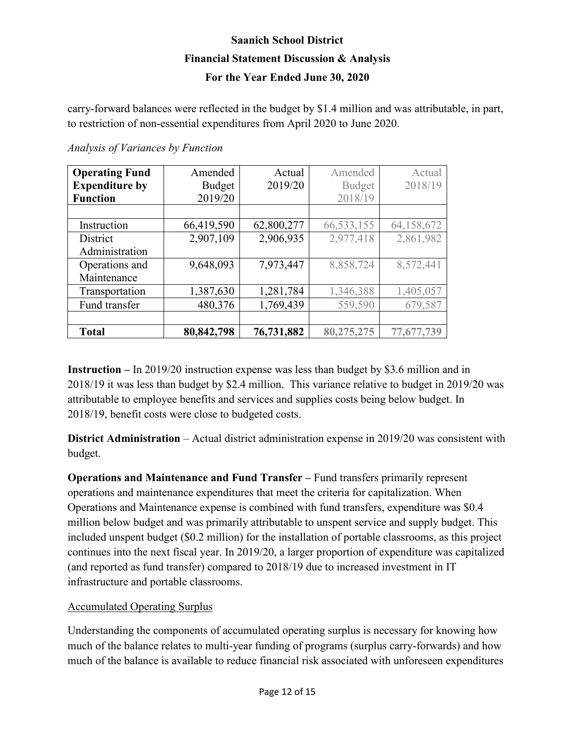carry-forward balances were reflected in the budget by $1.4 million and was attributable, in part, to restriction of non-essential expenditures from April 2020 to June 2020.

*Analysis of Variances by Function*

| **Operating Fund Expenditure by Function** | Amended Budget 2019/20 | Actual 2019/20 | Amended Budget 2018/19 | Actual 2018/19 |
|---|---|---|---|---|
| | | | | |
| Instruction | 66,419,590 | 62,800,277 | 66,533,155 | 64,158,672 |
| District Administration | 2,907,109 | 2,906,935 | 2,977,418 | 2,861,982 |
| Operations and Maintenance | 9,648,093 | 7,973,447 | 8,858,724 | 8,572,441 |
| Transportation | 1,387,630 | 1,281,784 | 1,346,388 | 1,405,057 |
| Fund transfer | 480,376 | 1,769,439 | 559,590 | 679,587 |
| | | | | |
| **Total** | **80,842,798** | **76,731,882** | **80,275,275** | **77,677,739** |

**Instruction –** In 2019/20 instruction expense was less than budget by $3.6 million and in 2018/19 it was less than budget by $2.4 million. This variance relative to budget in 2019/20 was attributable to employee benefits and services and supplies costs being below budget. In 2018/19, benefit costs were close to budgeted costs.

**District Administration** – Actual district administration expense in 2019/20 was consistent with budget.

**Operations and Maintenance and Fund Transfer –** Fund transfers primarily represent operations and maintenance expenditures that meet the criteria for capitalization. When Operations and Maintenance expense is combined with fund transfers, expenditure was $0.4 million below budget and was primarily attributable to unspent service and supply budget. This included unspent budget ($0.2 million) for the installation of portable classrooms, as this project continues into the next fiscal year. In 2019/20, a larger proportion of expenditure was capitalized (and reported as fund transfer) compared to 2018/19 due to increased investment in IT infrastructure and portable classrooms.

Accumulated Operating Surplus

Understanding the components of accumulated operating surplus is necessary for knowing how much of the balance relates to multi-year funding of programs (surplus carry-forwards) and how much of the balance is available to reduce financial risk associated with unforeseen expenditures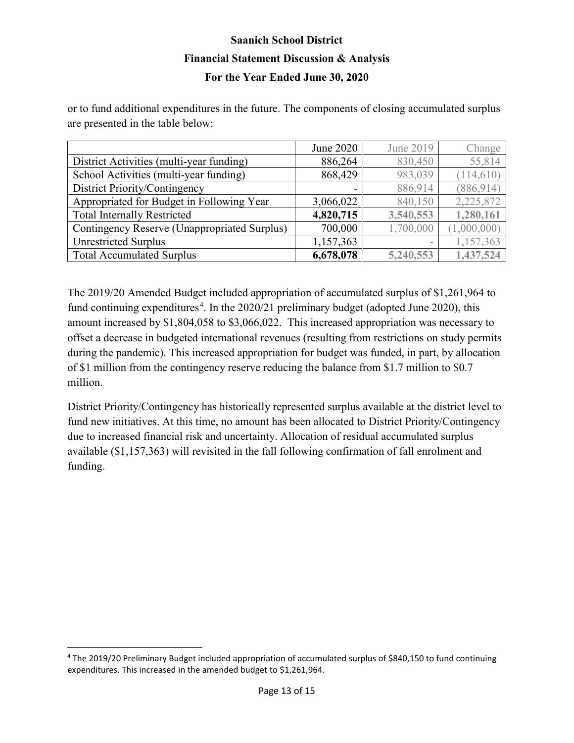or to fund additional expenditures in the future. The components of closing accumulated surplus are presented in the table below:

| | June 2020 | June 2019 | Change |
|---|---|---|---|
| District Activities (multi-year funding) | 886,264 | 830,450 | 55,814 |
| School Activities (multi-year funding) | 868,429 | 983,039 | (114,610) |
| District Priority/Contingency | - | 886,914 | (886,914) |
| Appropriated for Budget in Following Year | 3,066,022 | 840,150 | 2,225,872 |
| Total Internally Restricted | **4,820,715** | **3,540,553** | **1,280,161** |
| Contingency Reserve (Unappropriated Surplus) | 700,000 | 1,700,000 | (1,000,000) |
| Unrestricted Surplus | 1,157,363 | - | 1,157,363 |
| Total Accumulated Surplus | **6,678,078** | **5,240,553** | **1,437,524** |

The 2019/20 Amended Budget included appropriation of accumulated surplus of $1,261,964 to fund continuing expenditures[4]. In the 2020/21 preliminary budget (adopted June 2020), this amount increased by $1,804,058 to $3,066,022. This increased appropriation was necessary to offset a decrease in budgeted international revenues (resulting from restrictions on study permits during the pandemic). This increased appropriation for budget was funded, in part, by allocation of $1 million from the contingency reserve reducing the balance from $1.7 million to $0.7 million.

District Priority/Contingency has historically represented surplus available at the district level to fund new initiatives. At this time, no amount has been allocated to District Priority/Contingency due to increased financial risk and uncertainty. Allocation of residual accumulated surplus available ($1,157,363) will revisited in the fall following confirmation of fall enrolment and funding.

[4] The 2019/20 Preliminary Budget included appropriation of accumulated surplus of $840,150 to fund continuing expenditures. This increased in the amended budget to $1,261,964.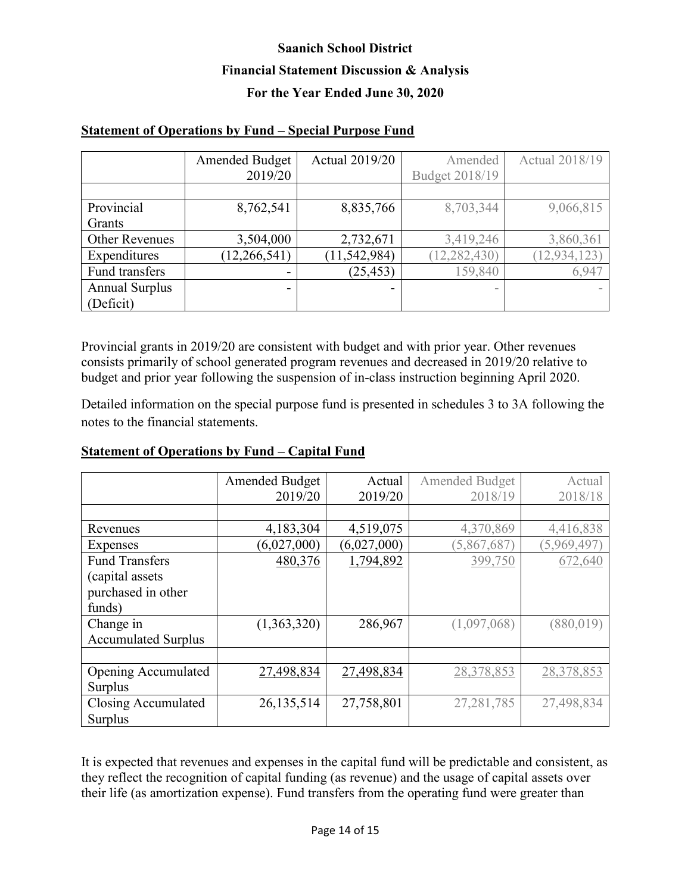**Saanich School District**

**Financial Statement Discussion & Analysis**

**For the Year Ended June 30, 2020**

## Statement of Operations by Fund – Special Purpose Fund

| | Amended Budget 2019/20 | Actual 2019/20 | Amended Budget 2018/19 | Actual 2018/19 |
|---|---|---|---|---|
| | | | | |
| Provincial Grants | 8,762,541 | 8,835,766 | 8,703,344 | 9,066,815 |
| Other Revenues | 3,504,000 | 2,732,671 | 3,419,246 | 3,860,361 |
| Expenditures | (12,266,541) | (11,542,984) | (12,282,430) | (12,934,123) |
| Fund transfers | - | (25,453) | 159,840 | 6,947 |
| Annual Surplus (Deficit) | - | - | - | - |

Provincial grants in 2019/20 are consistent with budget and with prior year. Other revenues consists primarily of school generated program revenues and decreased in 2019/20 relative to budget and prior year following the suspension of in-class instruction beginning April 2020.

Detailed information on the special purpose fund is presented in schedules 3 to 3A following the notes to the financial statements.

## Statement of Operations by Fund – Capital Fund

| | Amended Budget 2019/20 | Actual 2019/20 | Amended Budget 2018/19 | Actual 2018/18 |
|---|---|---|---|---|
| | | | | |
| Revenues | 4,183,304 | 4,519,075 | 4,370,869 | 4,416,838 |
| Expenses | (6,027,000) | (6,027,000) | (5,867,687) | (5,969,497) |
| Fund Transfers (capital assets purchased in other funds) | 480,376 | 1,794,892 | 399,750 | 672,640 |
| Change in Accumulated Surplus | (1,363,320) | 286,967 | (1,097,068) | (880,019) |
| | | | | |
| Opening Accumulated Surplus | 27,498,834 | 27,498,834 | 28,378,853 | 28,378,853 |
| Closing Accumulated Surplus | 26,135,514 | 27,758,801 | 27,281,785 | 27,498,834 |

It is expected that revenues and expenses in the capital fund will be predictable and consistent, as they reflect the recognition of capital funding (as revenue) and the usage of capital assets over their life (as amortization expense). Fund transfers from the operating fund were greater than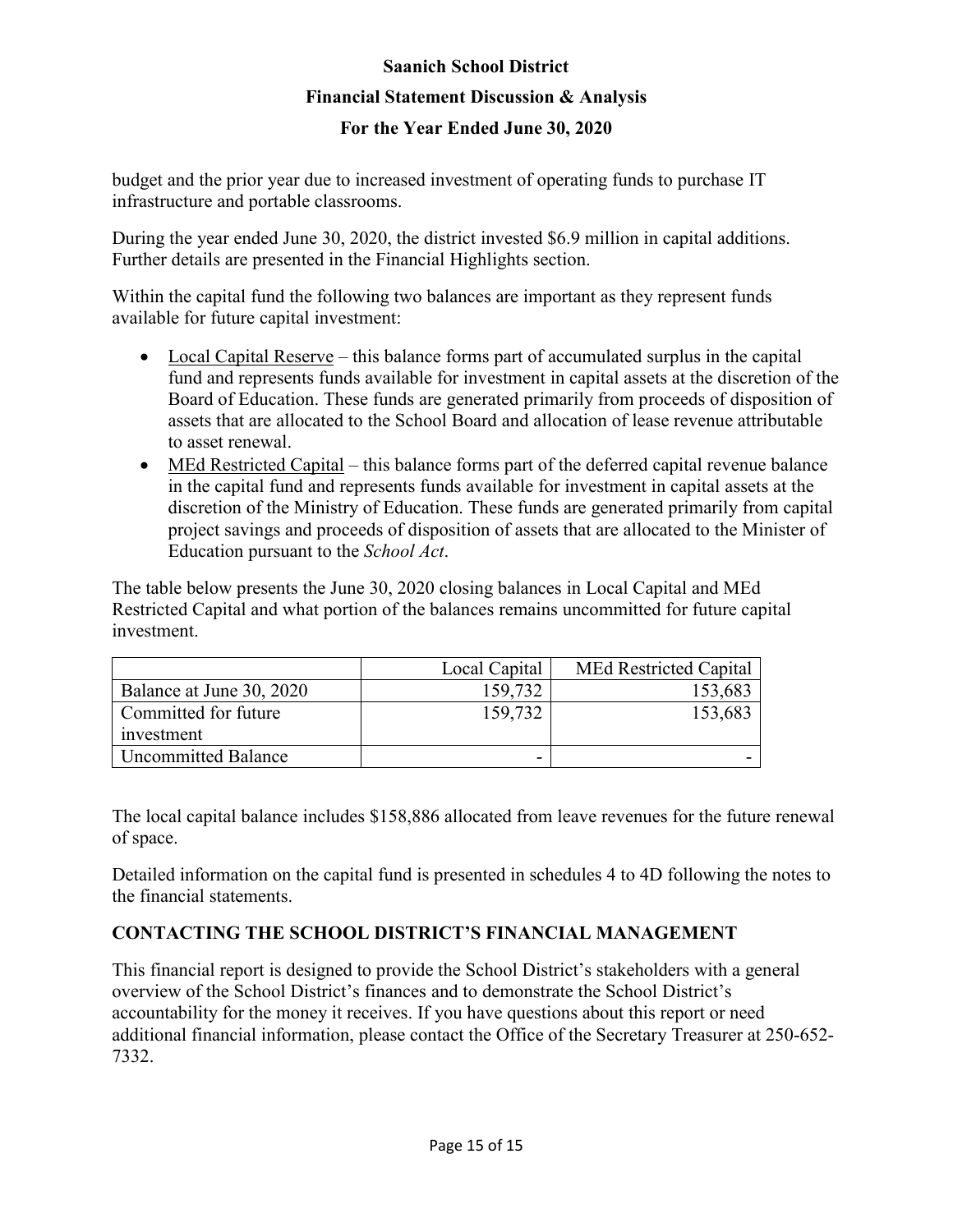budget and the prior year due to increased investment of operating funds to purchase IT infrastructure and portable classrooms.

During the year ended June 30, 2020, the district invested $6.9 million in capital additions. Further details are presented in the Financial Highlights section.

Within the capital fund the following two balances are important as they represent funds available for future capital investment:

- Local Capital Reserve – this balance forms part of accumulated surplus in the capital fund and represents funds available for investment in capital assets at the discretion of the Board of Education. These funds are generated primarily from proceeds of disposition of assets that are allocated to the School Board and allocation of lease revenue attributable to asset renewal.
- MEd Restricted Capital – this balance forms part of the deferred capital revenue balance in the capital fund and represents funds available for investment in capital assets at the discretion of the Ministry of Education. These funds are generated primarily from capital project savings and proceeds of disposition of assets that are allocated to the Minister of Education pursuant to the *School Act*.

The table below presents the June 30, 2020 closing balances in Local Capital and MEd Restricted Capital and what portion of the balances remains uncommitted for future capital investment.

| | Local Capital | MEd Restricted Capital |
|---|---|---|
| Balance at June 30, 2020 | 159,732 | 153,683 |
| Committed for future investment | 159,732 | 153,683 |
| Uncommitted Balance | - | - |

The local capital balance includes $158,886 allocated from leave revenues for the future renewal of space.

Detailed information on the capital fund is presented in schedules 4 to 4D following the notes to the financial statements.

## CONTACTING THE SCHOOL DISTRICT'S FINANCIAL MANAGEMENT

This financial report is designed to provide the School District's stakeholders with a general overview of the School District's finances and to demonstrate the School District's accountability for the money it receives. If you have questions about this report or need additional financial information, please contact the Office of the Secretary Treasurer at 250-652-7332.